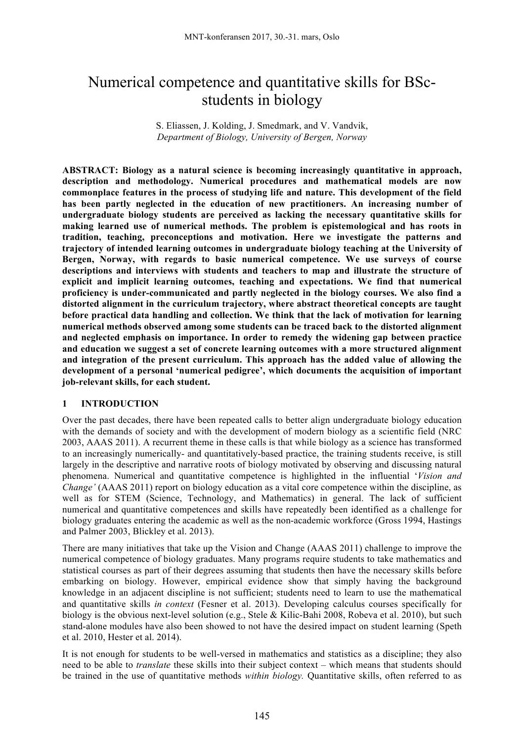# Numerical competence and quantitative skills for BSc-students in biology

S. Eliassen, J. Kolding, J. Smedmark, and V. Vandvik,
*Department of Biology, University of Bergen, Norway*

**ABSTRACT: Biology as a natural science is becoming increasingly quantitative in approach, description and methodology. Numerical procedures and mathematical models are now commonplace features in the process of studying life and nature. This development of the field has been partly neglected in the education of new practitioners. An increasing number of undergraduate biology students are perceived as lacking the necessary quantitative skills for making learned use of numerical methods. The problem is epistemological and has roots in tradition, teaching, preconceptions and motivation. Here we investigate the patterns and trajectory of intended learning outcomes in undergraduate biology teaching at the University of Bergen, Norway, with regards to basic numerical competence. We use surveys of course descriptions and interviews with students and teachers to map and illustrate the structure of explicit and implicit learning outcomes, teaching and expectations. We find that numerical proficiency is under-communicated and partly neglected in the biology courses. We also find a distorted alignment in the curriculum trajectory, where abstract theoretical concepts are taught before practical data handling and collection. We think that the lack of motivation for learning numerical methods observed among some students can be traced back to the distorted alignment and neglected emphasis on importance. In order to remedy the widening gap between practice and education we suggest a set of concrete learning outcomes with a more structured alignment and integration of the present curriculum. This approach has the added value of allowing the development of a personal 'numerical pedigree', which documents the acquisition of important job-relevant skills, for each student.**

## 1 INTRODUCTION

Over the past decades, there have been repeated calls to better align undergraduate biology education with the demands of society and with the development of modern biology as a scientific field (NRC 2003, AAAS 2011). A recurrent theme in these calls is that while biology as a science has transformed to an increasingly numerically- and quantitatively-based practice, the training students receive, is still largely in the descriptive and narrative roots of biology motivated by observing and discussing natural phenomena. Numerical and quantitative competence is highlighted in the influential '*Vision and Change'* (AAAS 2011) report on biology education as a vital core competence within the discipline, as well as for STEM (Science, Technology, and Mathematics) in general. The lack of sufficient numerical and quantitative competences and skills have repeatedly been identified as a challenge for biology graduates entering the academic as well as the non-academic workforce (Gross 1994, Hastings and Palmer 2003, Blickley et al. 2013).

There are many initiatives that take up the Vision and Change (AAAS 2011) challenge to improve the numerical competence of biology graduates. Many programs require students to take mathematics and statistical courses as part of their degrees assuming that students then have the necessary skills before embarking on biology. However, empirical evidence show that simply having the background knowledge in an adjacent discipline is not sufficient; students need to learn to use the mathematical and quantitative skills *in context* (Fesner et al. 2013). Developing calculus courses specifically for biology is the obvious next-level solution (e.g., Stele & Kilic-Bahi 2008, Robeva et al. 2010), but such stand-alone modules have also been showed to not have the desired impact on student learning (Speth et al. 2010, Hester et al. 2014).

It is not enough for students to be well-versed in mathematics and statistics as a discipline; they also need to be able to *translate* these skills into their subject context – which means that students should be trained in the use of quantitative methods *within biology.* Quantitative skills, often referred to as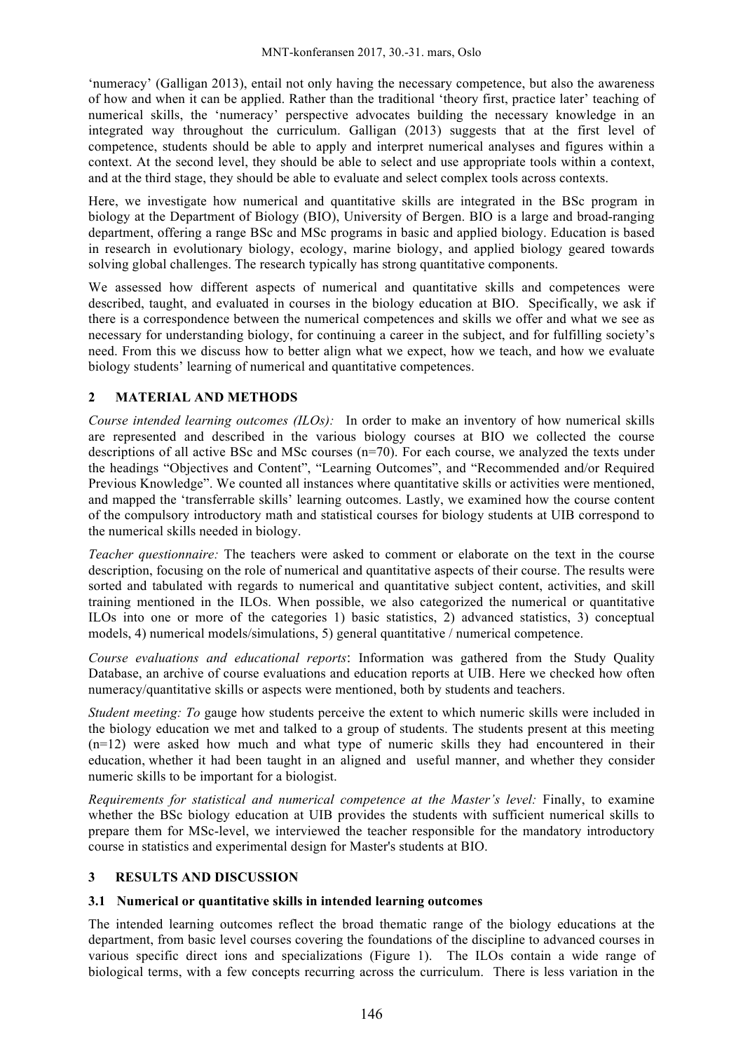'numeracy' (Galligan 2013), entail not only having the necessary competence, but also the awareness of how and when it can be applied. Rather than the traditional 'theory first, practice later' teaching of numerical skills, the 'numeracy' perspective advocates building the necessary knowledge in an integrated way throughout the curriculum. Galligan (2013) suggests that at the first level of competence, students should be able to apply and interpret numerical analyses and figures within a context. At the second level, they should be able to select and use appropriate tools within a context, and at the third stage, they should be able to evaluate and select complex tools across contexts.

Here, we investigate how numerical and quantitative skills are integrated in the BSc program in biology at the Department of Biology (BIO), University of Bergen. BIO is a large and broad-ranging department, offering a range BSc and MSc programs in basic and applied biology. Education is based in research in evolutionary biology, ecology, marine biology, and applied biology geared towards solving global challenges. The research typically has strong quantitative components.

We assessed how different aspects of numerical and quantitative skills and competences were described, taught, and evaluated in courses in the biology education at BIO. Specifically, we ask if there is a correspondence between the numerical competences and skills we offer and what we see as necessary for understanding biology, for continuing a career in the subject, and for fulfilling society's need. From this we discuss how to better align what we expect, how we teach, and how we evaluate biology students' learning of numerical and quantitative competences.

## 2 MATERIAL AND METHODS

*Course intended learning outcomes (ILOs):* In order to make an inventory of how numerical skills are represented and described in the various biology courses at BIO we collected the course descriptions of all active BSc and MSc courses (n=70). For each course, we analyzed the texts under the headings "Objectives and Content", "Learning Outcomes", and "Recommended and/or Required Previous Knowledge". We counted all instances where quantitative skills or activities were mentioned, and mapped the 'transferrable skills' learning outcomes. Lastly, we examined how the course content of the compulsory introductory math and statistical courses for biology students at UIB correspond to the numerical skills needed in biology.

*Teacher questionnaire:* The teachers were asked to comment or elaborate on the text in the course description, focusing on the role of numerical and quantitative aspects of their course. The results were sorted and tabulated with regards to numerical and quantitative subject content, activities, and skill training mentioned in the ILOs. When possible, we also categorized the numerical or quantitative ILOs into one or more of the categories 1) basic statistics, 2) advanced statistics, 3) conceptual models, 4) numerical models/simulations, 5) general quantitative / numerical competence.

*Course evaluations and educational reports*: Information was gathered from the Study Quality Database, an archive of course evaluations and education reports at UIB. Here we checked how often numeracy/quantitative skills or aspects were mentioned, both by students and teachers.

*Student meeting: To* gauge how students perceive the extent to which numeric skills were included in the biology education we met and talked to a group of students. The students present at this meeting (n=12) were asked how much and what type of numeric skills they had encountered in their education, whether it had been taught in an aligned and useful manner, and whether they consider numeric skills to be important for a biologist.

*Requirements for statistical and numerical competence at the Master's level:* Finally, to examine whether the BSc biology education at UIB provides the students with sufficient numerical skills to prepare them for MSc-level, we interviewed the teacher responsible for the mandatory introductory course in statistics and experimental design for Master's students at BIO.

## 3 RESULTS AND DISCUSSION

### 3.1 Numerical or quantitative skills in intended learning outcomes

The intended learning outcomes reflect the broad thematic range of the biology educations at the department, from basic level courses covering the foundations of the discipline to advanced courses in various specific direct ions and specializations (Figure 1). The ILOs contain a wide range of biological terms, with a few concepts recurring across the curriculum. There is less variation in the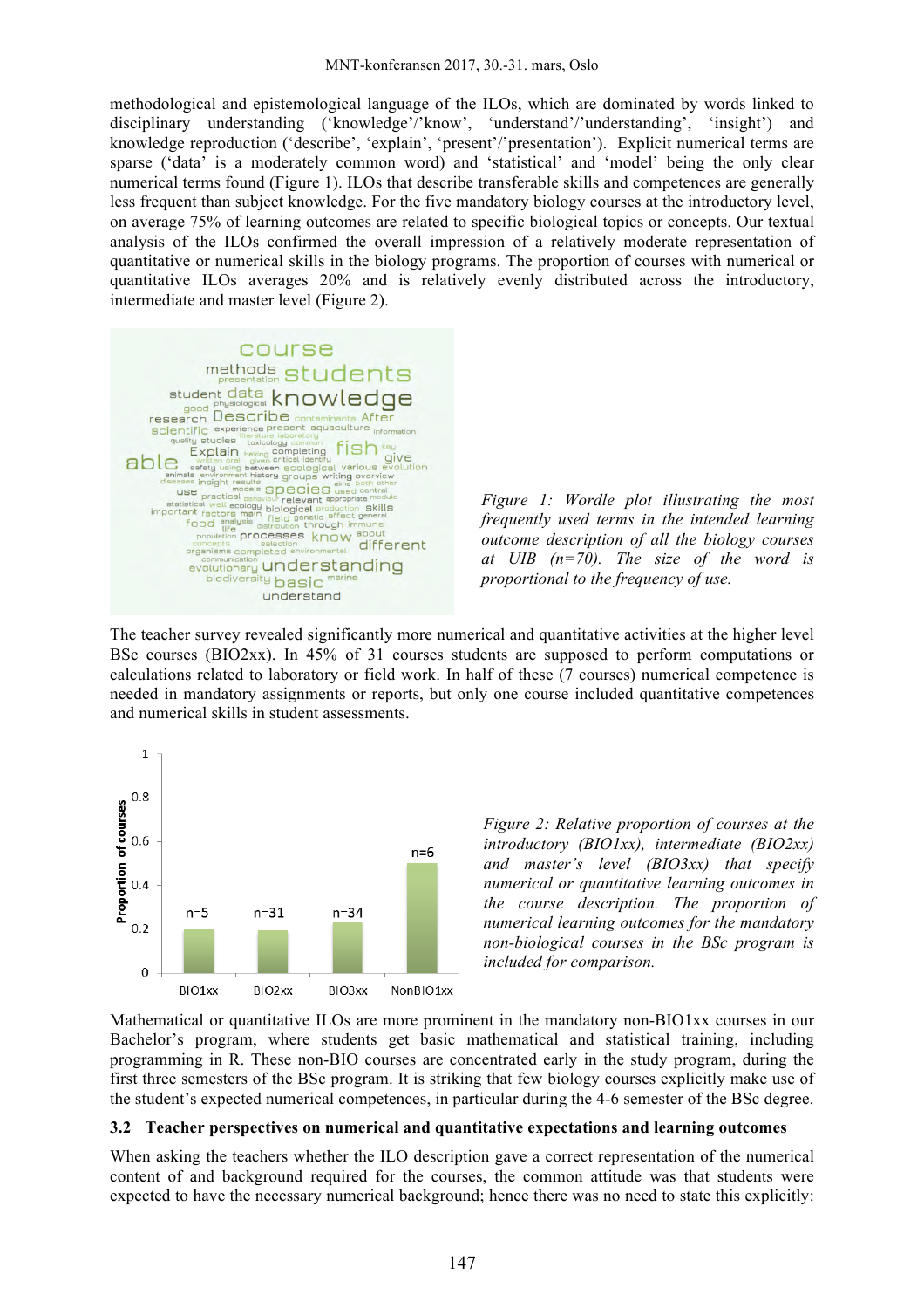methodological and epistemological language of the ILOs, which are dominated by words linked to disciplinary understanding ('knowledge'/'know', 'understand'/'understanding', 'insight') and knowledge reproduction ('describe', 'explain', 'present'/'presentation'). Explicit numerical terms are sparse ('data' is a moderately common word) and 'statistical' and 'model' being the only clear numerical terms found (Figure 1). ILOs that describe transferable skills and competences are generally less frequent than subject knowledge. For the five mandatory biology courses at the introductory level, on average 75% of learning outcomes are related to specific biological topics or concepts. Our textual analysis of the ILOs confirmed the overall impression of a relatively moderate representation of quantitative or numerical skills in the biology programs. The proportion of courses with numerical or quantitative ILOs averages 20% and is relatively evenly distributed across the introductory, intermediate and master level (Figure 2).

*Figure 1: Wordle plot illustrating the most frequently used terms in the intended learning outcome description of all the biology courses at UIB (n=70). The size of the word is proportional to the frequency of use.*

The teacher survey revealed significantly more numerical and quantitative activities at the higher level BSc courses (BIO2xx). In 45% of 31 courses students are supposed to perform computations or calculations related to laboratory or field work. In half of these (7 courses) numerical competence is needed in mandatory assignments or reports, but only one course included quantitative competences and numerical skills in student assessments.

*Figure 2: Relative proportion of courses at the introductory (BIO1xx), intermediate (BIO2xx) and master's level (BIO3xx) that specify numerical or quantitative learning outcomes in the course description. The proportion of numerical learning outcomes for the mandatory non-biological courses in the BSc program is included for comparison.*

Mathematical or quantitative ILOs are more prominent in the mandatory non-BIO1xx courses in our Bachelor's program, where students get basic mathematical and statistical training, including programming in R. These non-BIO courses are concentrated early in the study program, during the first three semesters of the BSc program. It is striking that few biology courses explicitly make use of the student's expected numerical competences, in particular during the 4-6 semester of the BSc degree.

### 3.2 Teacher perspectives on numerical and quantitative expectations and learning outcomes

When asking the teachers whether the ILO description gave a correct representation of the numerical content of and background required for the courses, the common attitude was that students were expected to have the necessary numerical background; hence there was no need to state this explicitly: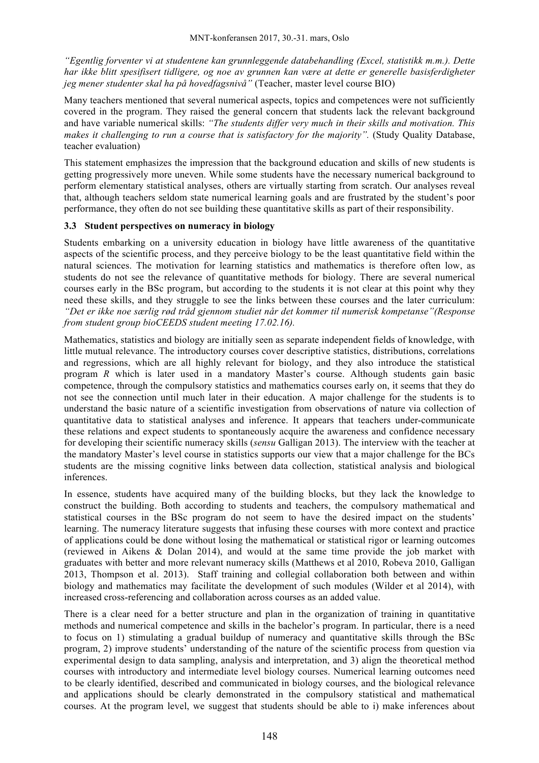*"Egentlig forventer vi at studentene kan grunnleggende databehandling (Excel, statistikk m.m.). Dette har ikke blitt spesifisert tidligere, og noe av grunnen kan være at dette er generelle basisferdigheter jeg mener studenter skal ha på hovedfagsnivå"* (Teacher, master level course BIO)

Many teachers mentioned that several numerical aspects, topics and competences were not sufficiently covered in the program. They raised the general concern that students lack the relevant background and have variable numerical skills: *"The students differ very much in their skills and motivation. This makes it challenging to run a course that is satisfactory for the majority".* (Study Quality Database, teacher evaluation)

This statement emphasizes the impression that the background education and skills of new students is getting progressively more uneven. While some students have the necessary numerical background to perform elementary statistical analyses, others are virtually starting from scratch. Our analyses reveal that, although teachers seldom state numerical learning goals and are frustrated by the student's poor performance, they often do not see building these quantitative skills as part of their responsibility.

### 3.3 Student perspectives on numeracy in biology

Students embarking on a university education in biology have little awareness of the quantitative aspects of the scientific process, and they perceive biology to be the least quantitative field within the natural sciences. The motivation for learning statistics and mathematics is therefore often low, as students do not see the relevance of quantitative methods for biology. There are several numerical courses early in the BSc program, but according to the students it is not clear at this point why they need these skills, and they struggle to see the links between these courses and the later curriculum: *"Det er ikke noe særlig rød tråd gjennom studiet når det kommer til numerisk kompetanse"(Response from student group bioCEEDS student meeting 17.02.16).*

Mathematics, statistics and biology are initially seen as separate independent fields of knowledge, with little mutual relevance. The introductory courses cover descriptive statistics, distributions, correlations and regressions, which are all highly relevant for biology, and they also introduce the statistical program *R* which is later used in a mandatory Master's course. Although students gain basic competence, through the compulsory statistics and mathematics courses early on, it seems that they do not see the connection until much later in their education. A major challenge for the students is to understand the basic nature of a scientific investigation from observations of nature via collection of quantitative data to statistical analyses and inference. It appears that teachers under-communicate these relations and expect students to spontaneously acquire the awareness and confidence necessary for developing their scientific numeracy skills (*sensu* Galligan 2013). The interview with the teacher at the mandatory Master's level course in statistics supports our view that a major challenge for the BCs students are the missing cognitive links between data collection, statistical analysis and biological inferences.

In essence, students have acquired many of the building blocks, but they lack the knowledge to construct the building. Both according to students and teachers, the compulsory mathematical and statistical courses in the BSc program do not seem to have the desired impact on the students' learning. The numeracy literature suggests that infusing these courses with more context and practice of applications could be done without losing the mathematical or statistical rigor or learning outcomes (reviewed in Aikens & Dolan 2014), and would at the same time provide the job market with graduates with better and more relevant numeracy skills (Matthews et al 2010, Robeva 2010, Galligan 2013, Thompson et al. 2013). Staff training and collegial collaboration both between and within biology and mathematics may facilitate the development of such modules (Wilder et al 2014), with increased cross-referencing and collaboration across courses as an added value.

There is a clear need for a better structure and plan in the organization of training in quantitative methods and numerical competence and skills in the bachelor's program. In particular, there is a need to focus on 1) stimulating a gradual buildup of numeracy and quantitative skills through the BSc program, 2) improve students' understanding of the nature of the scientific process from question via experimental design to data sampling, analysis and interpretation, and 3) align the theoretical method courses with introductory and intermediate level biology courses. Numerical learning outcomes need to be clearly identified, described and communicated in biology courses, and the biological relevance and applications should be clearly demonstrated in the compulsory statistical and mathematical courses. At the program level, we suggest that students should be able to i) make inferences about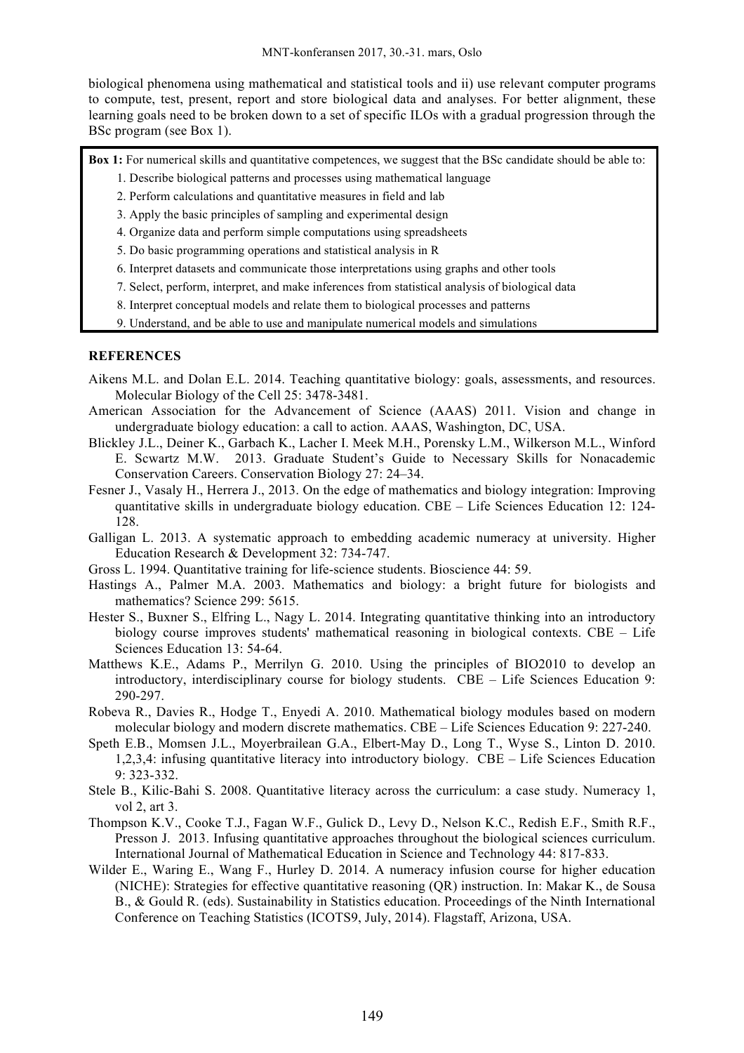biological phenomena using mathematical and statistical tools and ii) use relevant computer programs to compute, test, present, report and store biological data and analyses. For better alignment, these learning goals need to be broken down to a set of specific ILOs with a gradual progression through the BSc program (see Box 1).

**Box 1:** For numerical skills and quantitative competences, we suggest that the BSc candidate should be able to:

1. Describe biological patterns and processes using mathematical language
2. Perform calculations and quantitative measures in field and lab
3. Apply the basic principles of sampling and experimental design
4. Organize data and perform simple computations using spreadsheets
5. Do basic programming operations and statistical analysis in R
6. Interpret datasets and communicate those interpretations using graphs and other tools
7. Select, perform, interpret, and make inferences from statistical analysis of biological data
8. Interpret conceptual models and relate them to biological processes and patterns
9. Understand, and be able to use and manipulate numerical models and simulations

## REFERENCES

Aikens M.L. and Dolan E.L. 2014. Teaching quantitative biology: goals, assessments, and resources. Molecular Biology of the Cell 25: 3478-3481.

American Association for the Advancement of Science (AAAS) 2011. Vision and change in undergraduate biology education: a call to action. AAAS, Washington, DC, USA.

Blickley J.L., Deiner K., Garbach K., Lacher I. Meek M.H., Porensky L.M., Wilkerson M.L., Winford E. Scwartz M.W. 2013. Graduate Student's Guide to Necessary Skills for Nonacademic Conservation Careers. Conservation Biology 27: 24–34.

Fesner J., Vasaly H., Herrera J., 2013. On the edge of mathematics and biology integration: Improving quantitative skills in undergraduate biology education. CBE – Life Sciences Education 12: 124-128.

Galligan L. 2013. A systematic approach to embedding academic numeracy at university. Higher Education Research & Development 32: 734-747.

Gross L. 1994. Quantitative training for life-science students. Bioscience 44: 59.

Hastings A., Palmer M.A. 2003. Mathematics and biology: a bright future for biologists and mathematics? Science 299: 5615.

Hester S., Buxner S., Elfring L., Nagy L. 2014. Integrating quantitative thinking into an introductory biology course improves students' mathematical reasoning in biological contexts. CBE – Life Sciences Education 13: 54-64.

Matthews K.E., Adams P., Merrilyn G. 2010. Using the principles of BIO2010 to develop an introductory, interdisciplinary course for biology students. CBE – Life Sciences Education 9: 290-297.

Robeva R., Davies R., Hodge T., Enyedi A. 2010. Mathematical biology modules based on modern molecular biology and modern discrete mathematics. CBE – Life Sciences Education 9: 227-240.

Speth E.B., Momsen J.L., Moyerbrailean G.A., Elbert-May D., Long T., Wyse S., Linton D. 2010. 1,2,3,4: infusing quantitative literacy into introductory biology. CBE – Life Sciences Education 9: 323-332.

Stele B., Kilic-Bahi S. 2008. Quantitative literacy across the curriculum: a case study. Numeracy 1, vol 2, art 3.

Thompson K.V., Cooke T.J., Fagan W.F., Gulick D., Levy D., Nelson K.C., Redish E.F., Smith R.F., Presson J. 2013. Infusing quantitative approaches throughout the biological sciences curriculum. International Journal of Mathematical Education in Science and Technology 44: 817-833.

Wilder E., Waring E., Wang F., Hurley D. 2014. A numeracy infusion course for higher education (NICHE): Strategies for effective quantitative reasoning (QR) instruction. In: Makar K., de Sousa B., & Gould R. (eds). Sustainability in Statistics education. Proceedings of the Ninth International Conference on Teaching Statistics (ICOTS9, July, 2014). Flagstaff, Arizona, USA.